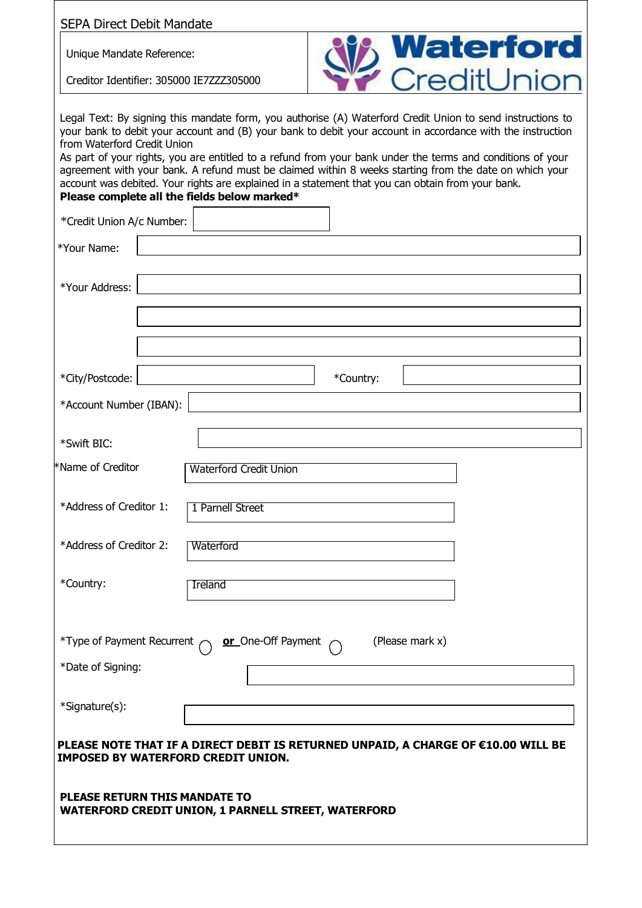SEPA Direct Debit Mandate

Unique Mandate Reference:

Creditor Identifier: 305000 IE7ZZZ305000

Waterford CreditUnion

Legal Text: By signing this mandate form, you authorise (A) Waterford Credit Union to send instructions to your bank to debit your account and (B) your bank to debit your account in accordance with the instruction from Waterford Credit Union
As part of your rights, you are entitled to a refund from your bank under the terms and conditions of your agreement with your bank. A refund must be claimed within 8 weeks starting from the date on which your account was debited. Your rights are explained in a statement that you can obtain from your bank.
**Please complete all the fields below marked***

*Credit Union A/c Number:

*Your Name:

*Your Address:

*City/Postcode: *Country:

*Account Number (IBAN):

*Swift BIC:

*Name of Creditor: Waterford Credit Union

*Address of Creditor 1: 1 Parnell Street

*Address of Creditor 2: Waterford

*Country: Ireland

*Type of Payment Recurrent ◯ **or** One-Off Payment ◯ (Please mark x)

*Date of Signing:

*Signature(s):

**PLEASE NOTE THAT IF A DIRECT DEBIT IS RETURNED UNPAID, A CHARGE OF €10.00 WILL BE IMPOSED BY WATERFORD CREDIT UNION.**

**PLEASE RETURN THIS MANDATE TO**
**WATERFORD CREDIT UNION, 1 PARNELL STREET, WATERFORD**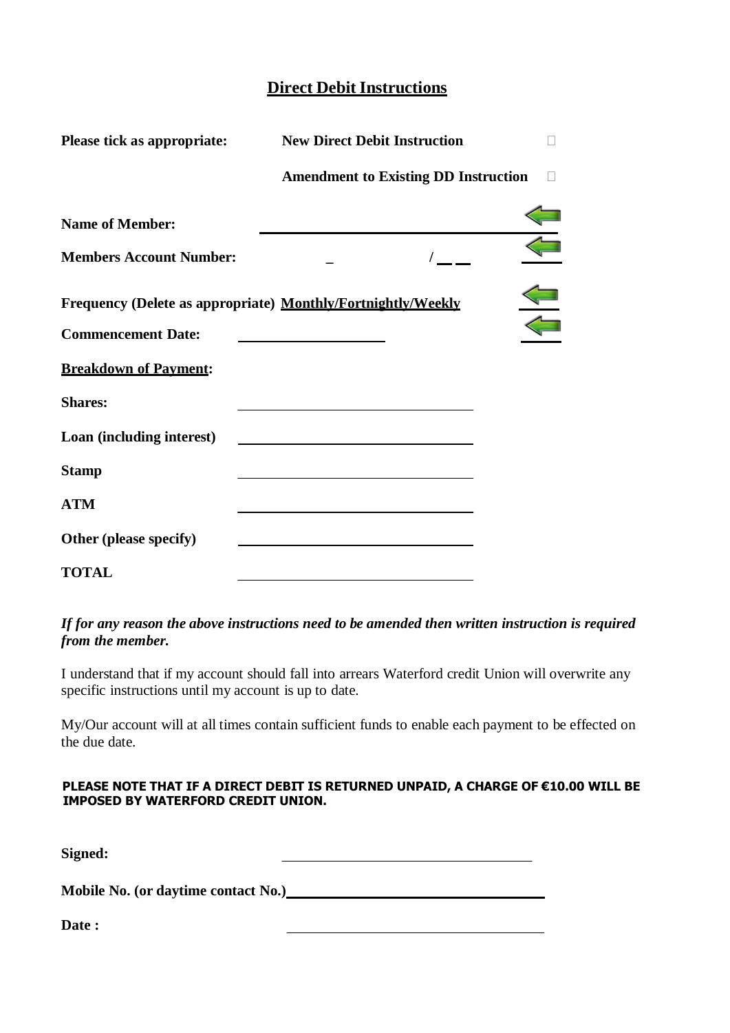# Direct Debit Instructions

**Please tick as appropriate:** **New Direct Debit Instruction** ☐

**Amendment to Existing DD Instruction** ☐

**Name of Member:** ______________________________

**Members Account Number:** _ / __ __

**Frequency (Delete as appropriate)** **Monthly/Fortnightly/Weekly**

**Commencement Date:** ____________________

**Breakdown of Payment:**

**Shares:** ______________________________

**Loan (including interest)** ______________________________

**Stamp** ______________________________

**ATM** ______________________________

**Other (please specify)** ______________________________

**TOTAL** ______________________________

***If for any reason the above instructions need to be amended then written instruction is required from the member.***

I understand that if my account should fall into arrears Waterford credit Union will overwrite any specific instructions until my account is up to date.

My/Our account will at all times contain sufficient funds to enable each payment to be effected on the due date.

**PLEASE NOTE THAT IF A DIRECT DEBIT IS RETURNED UNPAID, A CHARGE OF €10.00 WILL BE IMPOSED BY WATERFORD CREDIT UNION.**

**Signed:** ______________________________

**Mobile No. (or daytime contact No.)** ______________________________

**Date :** ______________________________